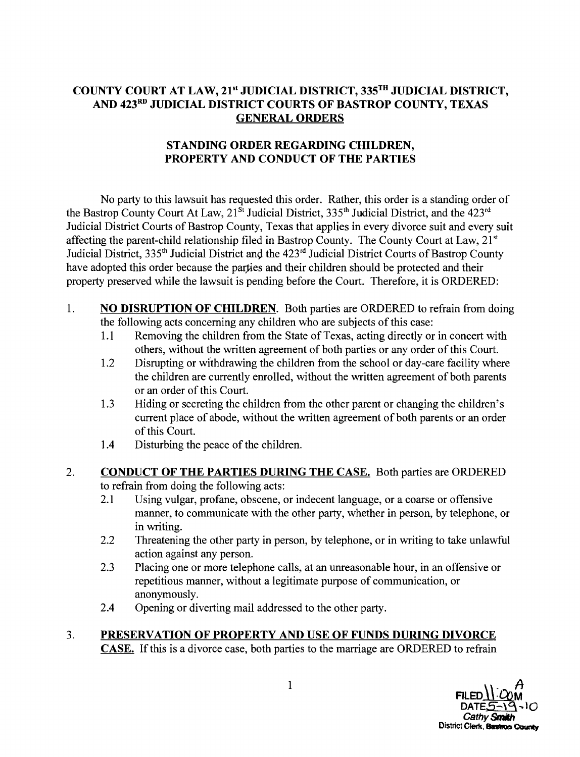# COUNTY COURT AT LAW, 21st JUDICIAL DISTRICT, 335TH JUDICIAL DISTRICT, AND 423RD JUDICIAL DISTRICT COURTS OF BASTROP COUNTY, TEXAS

## GENERAL ORDERS

## STANDING ORDER REGARDING CHILDREN, PROPERTY AND CONDUCT OF THE PARTIES

No party to this lawsuit has requested this order. Rather, this order is a standing order of the Bastrop County Court At Law, 21St Judicial District, 335th Judicial District, and the 423rd Judicial District Courts of Bastrop County, Texas that applies in every divorce suit and every suit affecting the parent-child relationship filed in Bastrop County. The County Court at Law, 21st Judicial District, 335th Judicial District and the 423rd Judicial District Courts of Bastrop County have adopted this order because the parties and their children should be protected and their property preserved while the lawsuit is pending before the Court. Therefore, it is ORDERED:

1. **NO DISRUPTION OF CHILDREN**. Both parties are ORDERED to refrain from doing the following acts concerning any children who are subjects of this case:
   - 1.1 Removing the children from the State of Texas, acting directly or in concert with others, without the written agreement of both parties or any order of this Court.
   - 1.2 Disrupting or withdrawing the children from the school or day-care facility where the children are currently enrolled, without the written agreement of both parents or an order of this Court.
   - 1.3 Hiding or secreting the children from the other parent or changing the children's current place of abode, without the written agreement of both parents or an order of this Court.
   - 1.4 Disturbing the peace of the children.

2. **CONDUCT OF THE PARTIES DURING THE CASE.** Both parties are ORDERED to refrain from doing the following acts:
   - 2.1 Using vulgar, profane, obscene, or indecent language, or a coarse or offensive manner, to communicate with the other party, whether in person, by telephone, or in writing.
   - 2.2 Threatening the other party in person, by telephone, or in writing to take unlawful action against any person.
   - 2.3 Placing one or more telephone calls, at an unreasonable hour, in an offensive or repetitious manner, without a legitimate purpose of communication, or anonymously.
   - 2.4 Opening or diverting mail addressed to the other party.

3. **PRESERVATION OF PROPERTY AND USE OF FUNDS DURING DIVORCE CASE.** If this is a divorce case, both parties to the marriage are ORDERED to refrain

FILED 11:00 AM
DATE 5-19-10
Cathy Smith
District Clerk, Bastrop County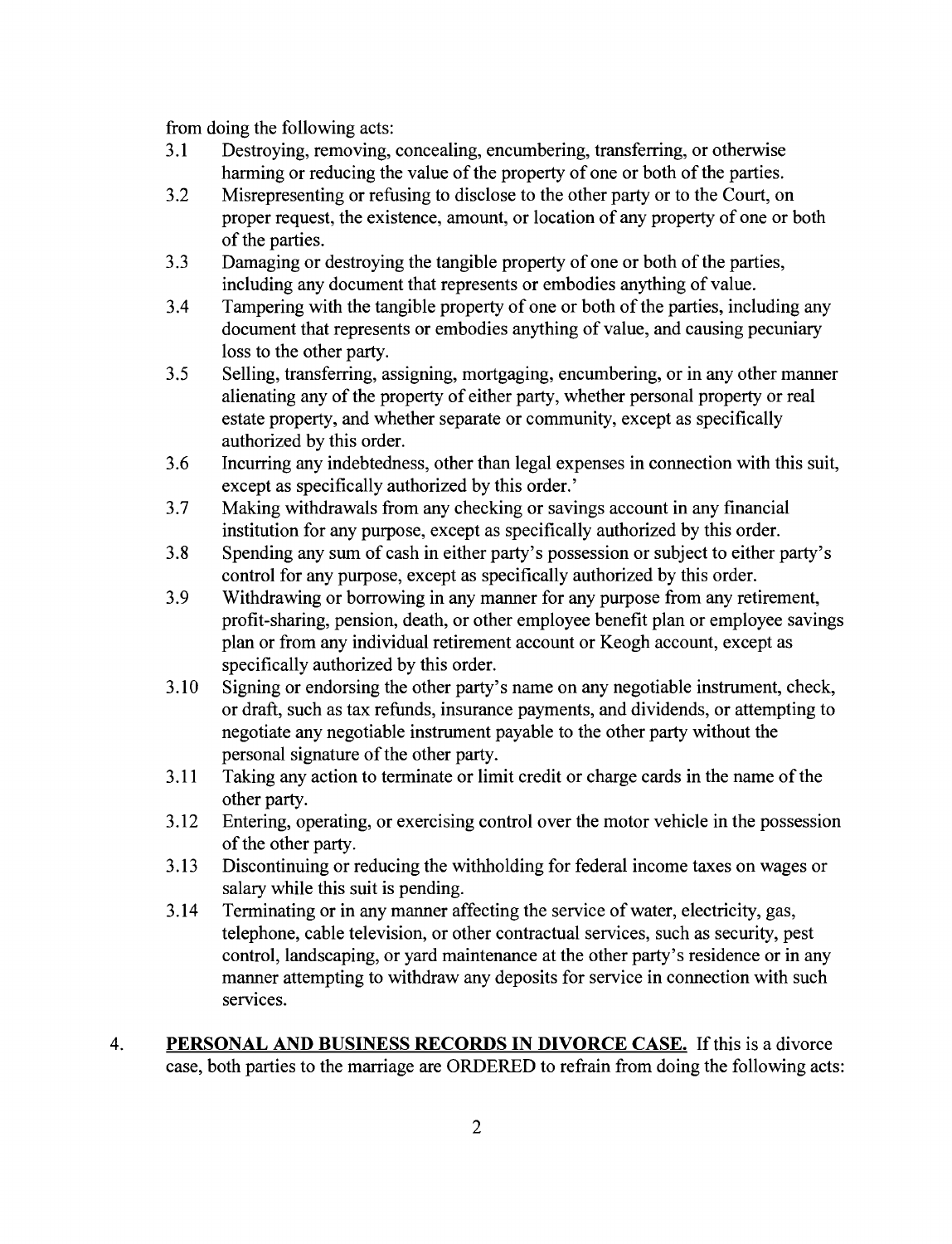from doing the following acts:

3.1 Destroying, removing, concealing, encumbering, transferring, or otherwise harming or reducing the value of the property of one or both of the parties.

3.2 Misrepresenting or refusing to disclose to the other party or to the Court, on proper request, the existence, amount, or location of any property of one or both of the parties.

3.3 Damaging or destroying the tangible property of one or both of the parties, including any document that represents or embodies anything of value.

3.4 Tampering with the tangible property of one or both of the parties, including any document that represents or embodies anything of value, and causing pecuniary loss to the other party.

3.5 Selling, transferring, assigning, mortgaging, encumbering, or in any other manner alienating any of the property of either party, whether personal property or real estate property, and whether separate or community, except as specifically authorized by this order.

3.6 Incurring any indebtedness, other than legal expenses in connection with this suit, except as specifically authorized by this order.'

3.7 Making withdrawals from any checking or savings account in any financial institution for any purpose, except as specifically authorized by this order.

3.8 Spending any sum of cash in either party's possession or subject to either party's control for any purpose, except as specifically authorized by this order.

3.9 Withdrawing or borrowing in any manner for any purpose from any retirement, profit-sharing, pension, death, or other employee benefit plan or employee savings plan or from any individual retirement account or Keogh account, except as specifically authorized by this order.

3.10 Signing or endorsing the other party's name on any negotiable instrument, check, or draft, such as tax refunds, insurance payments, and dividends, or attempting to negotiate any negotiable instrument payable to the other party without the personal signature of the other party.

3.11 Taking any action to terminate or limit credit or charge cards in the name of the other party.

3.12 Entering, operating, or exercising control over the motor vehicle in the possession of the other party.

3.13 Discontinuing or reducing the withholding for federal income taxes on wages or salary while this suit is pending.

3.14 Terminating or in any manner affecting the service of water, electricity, gas, telephone, cable television, or other contractual services, such as security, pest control, landscaping, or yard maintenance at the other party's residence or in any manner attempting to withdraw any deposits for service in connection with such services.

4. **PERSONAL AND BUSINESS RECORDS IN DIVORCE CASE.** If this is a divorce case, both parties to the marriage are ORDERED to refrain from doing the following acts: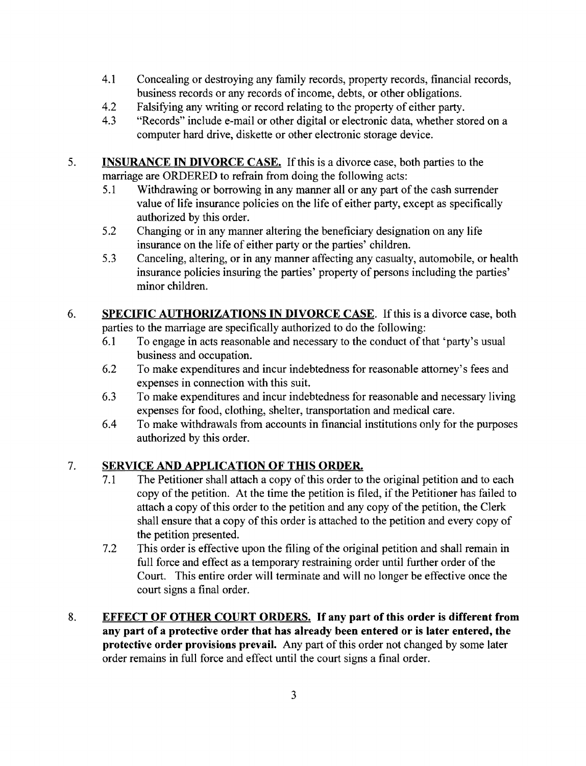4.1 Concealing or destroying any family records, property records, financial records, business records or any records of income, debts, or other obligations.

4.2 Falsifying any writing or record relating to the property of either party.

4.3 "Records" include e-mail or other digital or electronic data, whether stored on a computer hard drive, diskette or other electronic storage device.

5. **INSURANCE IN DIVORCE CASE.** If this is a divorce case, both parties to the marriage are ORDERED to refrain from doing the following acts:

5.1 Withdrawing or borrowing in any manner all or any part of the cash surrender value of life insurance policies on the life of either party, except as specifically authorized by this order.

5.2 Changing or in any manner altering the beneficiary designation on any life insurance on the life of either party or the parties' children.

5.3 Canceling, altering, or in any manner affecting any casualty, automobile, or health insurance policies insuring the parties' property of persons including the parties' minor children.

6. **SPECIFIC AUTHORIZATIONS IN DIVORCE CASE**. If this is a divorce case, both parties to the marriage are specifically authorized to do the following:

6.1 To engage in acts reasonable and necessary to the conduct of that 'party's usual business and occupation.

6.2 To make expenditures and incur indebtedness for reasonable attorney's fees and expenses in connection with this suit.

6.3 To make expenditures and incur indebtedness for reasonable and necessary living expenses for food, clothing, shelter, transportation and medical care.

6.4 To make withdrawals from accounts in financial institutions only for the purposes authorized by this order.

7. **SERVICE AND APPLICATION OF THIS ORDER.**

7.1 The Petitioner shall attach a copy of this order to the original petition and to each copy of the petition. At the time the petition is filed, if the Petitioner has failed to attach a copy of this order to the petition and any copy of the petition, the Clerk shall ensure that a copy of this order is attached to the petition and every copy of the petition presented.

7.2 This order is effective upon the filing of the original petition and shall remain in full force and effect as a temporary restraining order until further order of the Court. This entire order will terminate and will no longer be effective once the court signs a final order.

8. **EFFECT OF OTHER COURT ORDERS. If any part of this order is different from any part of a protective order that has already been entered or is later entered, the protective order provisions prevail.** Any part of this order not changed by some later order remains in full force and effect until the court signs a final order.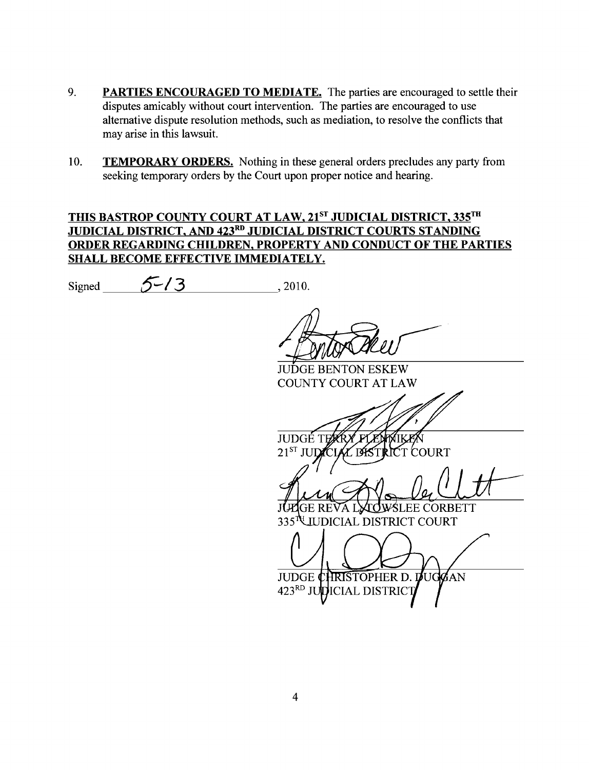9. **PARTIES ENCOURAGED TO MEDIATE.** The parties are encouraged to settle their disputes amicably without court intervention. The parties are encouraged to use alternative dispute resolution methods, such as mediation, to resolve the conflicts that may arise in this lawsuit.

10. **TEMPORARY ORDERS.** Nothing in these general orders precludes any party from seeking temporary orders by the Court upon proper notice and hearing.

**THIS BASTROP COUNTY COURT AT LAW, 21ST JUDICIAL DISTRICT, 335TH JUDICIAL DISTRICT, AND 423RD JUDICIAL DISTRICT COURTS STANDING ORDER REGARDING CHILDREN, PROPERTY AND CONDUCT OF THE PARTIES SHALL BECOME EFFECTIVE IMMEDIATELY.**

Signed 5-13, 2010.

JUDGE BENTON ESKEW
COUNTY COURT AT LAW

JUDGE TERRY FLENNIKEN
21ST JUDICIAL DISTRICT COURT

JUDGE REVA LATOWSLEE CORBETT
335TH JUDICIAL DISTRICT COURT

JUDGE CHRISTOPHER D. DUGGAN
423RD JUDICIAL DISTRICT